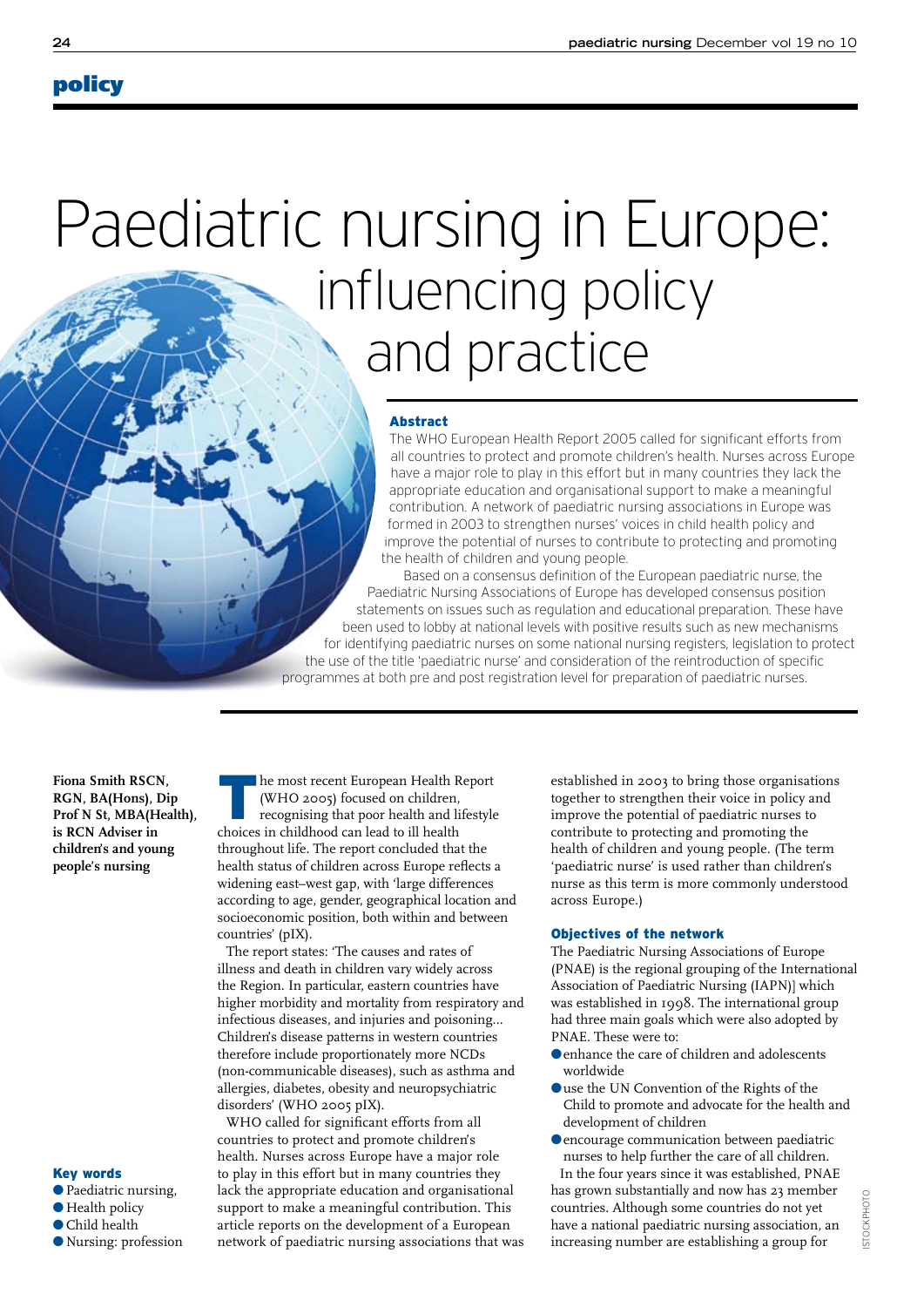# policy

# Paediatric nursing in Europe: influencing policy and practice

## Abstract

The WHO European Health Report 2005 called for significant efforts from all countries to protect and promote children's health. Nurses across Europe have a major role to play in this effort but in many countries they lack the appropriate education and organisational support to make a meaningful contribution. A network of paediatric nursing associations in Europe was formed in 2003 to strengthen nurses' voices in child health policy and improve the potential of nurses to contribute to protecting and promoting the health of children and young people.

Based on a consensus definition of the European paediatric nurse, the Paediatric Nursing Associations of Europe has developed consensus position statements on issues such as regulation and educational preparation. These have been used to lobby at national levels with positive results such as new mechanisms for identifying paediatric nurses on some national nursing registers, legislation to protect the use of the title 'paediatric nurse' and consideration of the reintroduction of specific programmes at both pre and post registration level for preparation of paediatric nurses.

**Fiona Smith RSCN, RGN, BA(Hons), Dip Prof N St, MBA(Health), is RCN Adviser in children's and young people's nursing**

### Key words

- Paediatric nursing,
- Health policy
- Child health
- Nursing: profession

The most recent European Health Report (WHO 2005) focused on children, recognising that poor health and lifestyle choices in childhood can lead to ill health throughout life. The report concluded that the health status of children across Europe reflects a widening east–west gap, with 'large differences according to age, gender, geographical location and socioeconomic position, both within and between countries' (pIX).

The report states: 'The causes and rates of illness and death in children vary widely across the Region. In particular, eastern countries have higher morbidity and mortality from respiratory and infectious diseases, and injuries and poisoning... Children's disease patterns in western countries therefore include proportionately more NCDs (non-communicable diseases), such as asthma and allergies, diabetes, obesity and neuropsychiatric disorders' (WHO 2005 pIX).

WHO called for significant efforts from all countries to protect and promote children's health. Nurses across Europe have a major role to play in this effort but in many countries they lack the appropriate education and organisational support to make a meaningful contribution. This article reports on the development of a European network of paediatric nursing associations that was established in 2003 to bring those organisations together to strengthen their voice in policy and improve the potential of paediatric nurses to contribute to protecting and promoting the health of children and young people. (The term 'paediatric nurse' is used rather than children's nurse as this term is more commonly understood across Europe.)

### Objectives of the network

The Paediatric Nursing Associations of Europe (PNAE) is the regional grouping of the International Association of Paediatric Nursing (IAPN)] which was established in 1998. The international group had three main goals which were also adopted by PNAE. These were to:

- enhance the care of children and adolescents worldwide
- use the UN Convention of the Rights of the Child to promote and advocate for the health and development of children
- encourage communication between paediatric nurses to help further the care of all children.

In the four years since it was established, PNAE has grown substantially and now has 23 member countries. Although some countries do not yet have a national paediatric nursing association, an increasing number are establishing a group for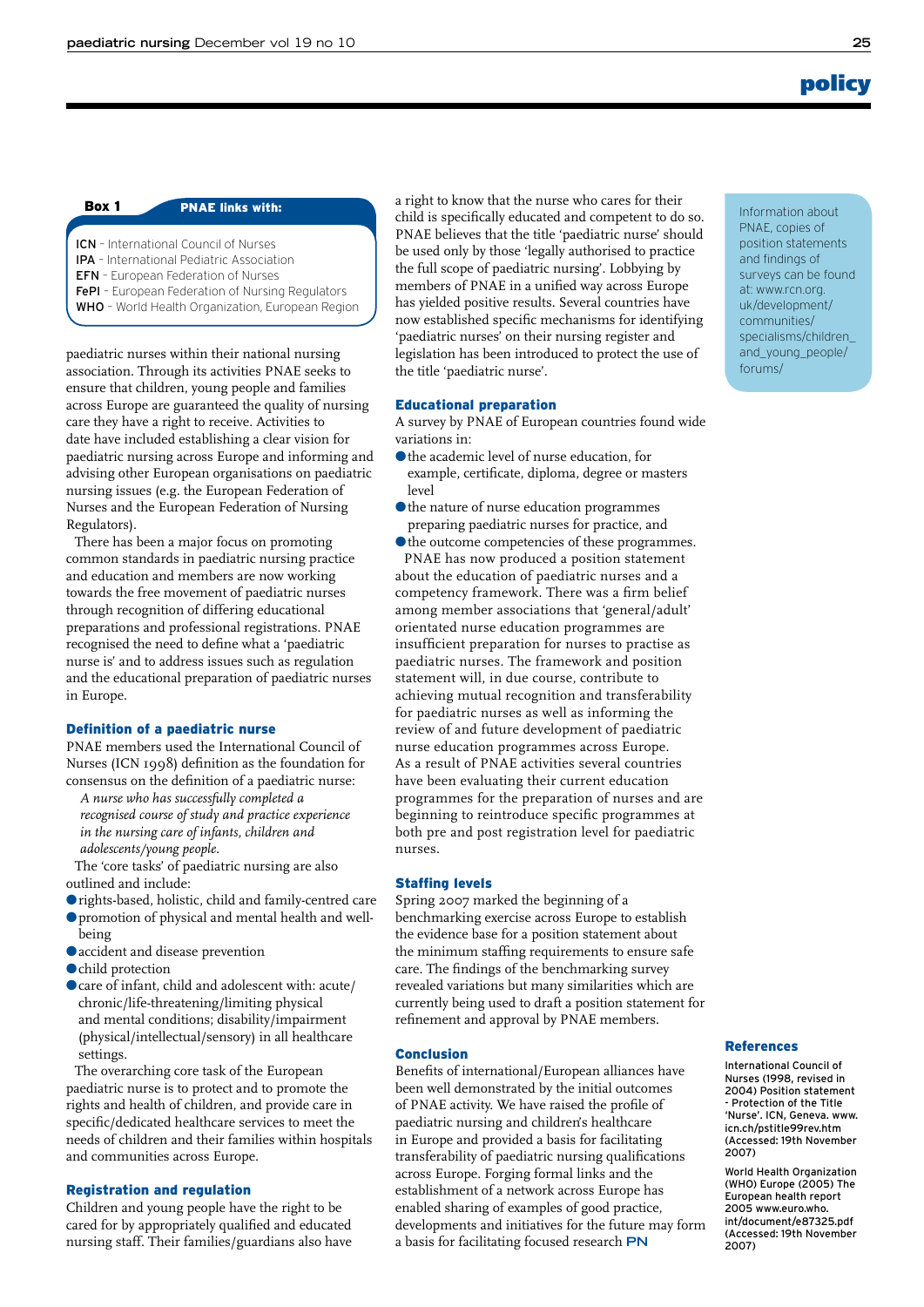**Box 1** **PNAE links with:**

**ICN** – International Council of Nurses
**IPA** – International Pediatric Association
**EFN** – European Federation of Nurses
**FePI** – European Federation of Nursing Regulators
**WHO** – World Health Organization, European Region

paediatric nurses within their national nursing association. Through its activities PNAE seeks to ensure that children, young people and families across Europe are guaranteed the quality of nursing care they have a right to receive. Activities to date have included establishing a clear vision for paediatric nursing across Europe and informing and advising other European organisations on paediatric nursing issues (e.g. the European Federation of Nurses and the European Federation of Nursing Regulators).

There has been a major focus on promoting common standards in paediatric nursing practice and education and members are now working towards the free movement of paediatric nurses through recognition of differing educational preparations and professional registrations. PNAE recognised the need to define what a 'paediatric nurse is' and to address issues such as regulation and the educational preparation of paediatric nurses in Europe.

### Definition of a paediatric nurse

PNAE members used the International Council of Nurses (ICN 1998) definition as the foundation for consensus on the definition of a paediatric nurse:

*A nurse who has successfully completed a recognised course of study and practice experience in the nursing care of infants, children and adolescents/young people.*

The 'core tasks' of paediatric nursing are also outlined and include:

- rights-based, holistic, child and family-centred care
- promotion of physical and mental health and well-being
- accident and disease prevention
- child protection
- care of infant, child and adolescent with: acute/chronic/life-threatening/limiting physical and mental conditions; disability/impairment (physical/intellectual/sensory) in all healthcare settings.

The overarching core task of the European paediatric nurse is to protect and to promote the rights and health of children, and provide care in specific/dedicated healthcare services to meet the needs of children and their families within hospitals and communities across Europe.

### Registration and regulation

Children and young people have the right to be cared for by appropriately qualified and educated nursing staff. Their families/guardians also have a right to know that the nurse who cares for their child is specifically educated and competent to do so. PNAE believes that the title 'paediatric nurse' should be used only by those 'legally authorised to practice the full scope of paediatric nursing'. Lobbying by members of PNAE in a unified way across Europe has yielded positive results. Several countries have now established specific mechanisms for identifying 'paediatric nurses' on their nursing register and legislation has been introduced to protect the use of the title 'paediatric nurse'.

### Educational preparation

A survey by PNAE of European countries found wide variations in:

- the academic level of nurse education, for example, certificate, diploma, degree or masters level
- the nature of nurse education programmes preparing paediatric nurses for practice, and
- the outcome competencies of these programmes.

PNAE has now produced a position statement about the education of paediatric nurses and a competency framework. There was a firm belief among member associations that 'general/adult' orientated nurse education programmes are insufficient preparation for nurses to practise as paediatric nurses. The framework and position statement will, in due course, contribute to achieving mutual recognition and transferability for paediatric nurses as well as informing the review of and future development of paediatric nurse education programmes across Europe. As a result of PNAE activities several countries have been evaluating their current education programmes for the preparation of nurses and are beginning to reintroduce specific programmes at both pre and post registration level for paediatric nurses.

### Staffing levels

Spring 2007 marked the beginning of a benchmarking exercise across Europe to establish the evidence base for a position statement about the minimum staffing requirements to ensure safe care. The findings of the benchmarking survey revealed variations but many similarities which are currently being used to draft a position statement for refinement and approval by PNAE members.

### Conclusion

Benefits of international/European alliances have been well demonstrated by the initial outcomes of PNAE activity. We have raised the profile of paediatric nursing and children's healthcare in Europe and provided a basis for facilitating transferability of paediatric nursing qualifications across Europe. Forging formal links and the establishment of a network across Europe has enabled sharing of examples of good practice, developments and initiatives for the future may form a basis for facilitating focused research **PN**

Information about PNAE, copies of position statements and findings of surveys can be found at: www.rcn.org.uk/development/communities/specialisms/children_and_young_people/forums/

### References

International Council of Nurses (1998, revised in 2004) Position statement - Protection of the Title 'Nurse'. ICN, Geneva. www.icn.ch/pstitle99rev.htm (Accessed: 19th November 2007)

World Health Organization (WHO) Europe (2005) The European health report 2005 www.euro.who.int/document/e87325.pdf (Accessed: 19th November 2007)